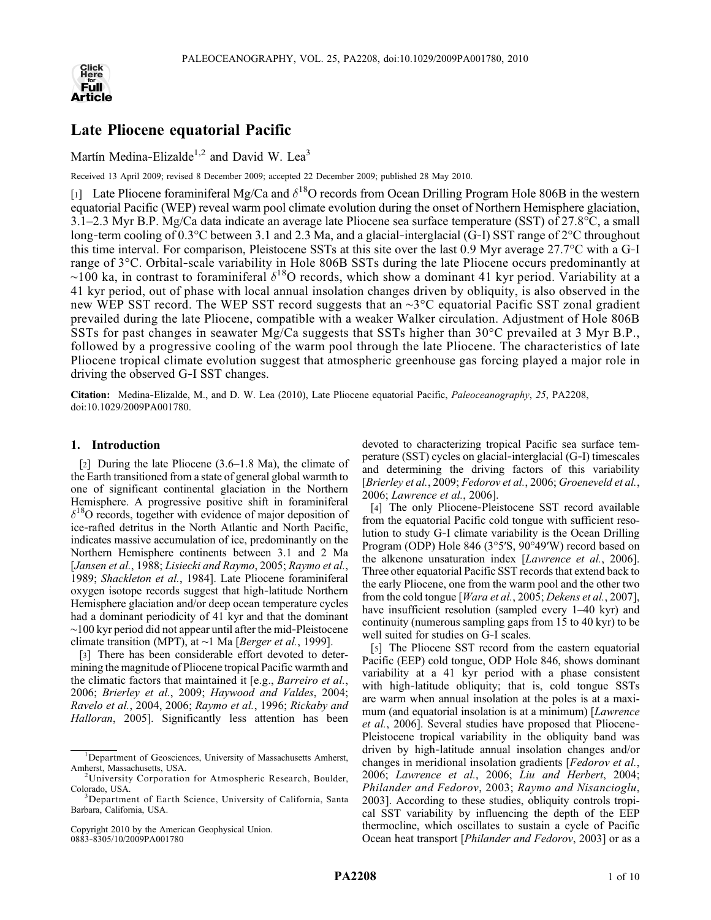# Late Pliocene equatorial Pacific

Martín Medina-Elizalde[1,2] and David W. Lea[3]

Received 13 April 2009; revised 8 December 2009; accepted 22 December 2009; published 28 May 2010.

[1] Late Pliocene foraminiferal Mg/Ca and $\delta^{18}$O records from Ocean Drilling Program Hole 806B in the western equatorial Pacific (WEP) reveal warm pool climate evolution during the onset of Northern Hemisphere glaciation, 3.1–2.3 Myr B.P. Mg/Ca data indicate an average late Pliocene sea surface temperature (SST) of 27.8°C, a small long-term cooling of 0.3°C between 3.1 and 2.3 Ma, and a glacial-interglacial (G-I) SST range of 2°C throughout this time interval. For comparison, Pleistocene SSTs at this site over the last 0.9 Myr average 27.7°C with a G-I range of 3°C. Orbital-scale variability in Hole 806B SSTs during the late Pliocene occurs predominantly at ~100 ka, in contrast to foraminiferal $\delta^{18}$O records, which show a dominant 41 kyr period. Variability at a 41 kyr period, out of phase with local annual insolation changes driven by obliquity, is also observed in the new WEP SST record. The WEP SST record suggests that an ~3°C equatorial Pacific SST zonal gradient prevailed during the late Pliocene, compatible with a weaker Walker circulation. Adjustment of Hole 806B SSTs for past changes in seawater Mg/Ca suggests that SSTs higher than 30°C prevailed at 3 Myr B.P., followed by a progressive cooling of the warm pool through the late Pliocene. The characteristics of late Pliocene tropical climate evolution suggest that atmospheric greenhouse gas forcing played a major role in driving the observed G-I SST changes.

**Citation:** Medina-Elizalde, M., and D. W. Lea (2010), Late Pliocene equatorial Pacific, *Paleoceanography*, *25*, PA2208, doi:10.1029/2009PA001780.

## 1. Introduction

[2] During the late Pliocene (3.6–1.8 Ma), the climate of the Earth transitioned from a state of general global warmth to one of significant continental glaciation in the Northern Hemisphere. A progressive positive shift in foraminiferal $\delta^{18}$O records, together with evidence of major deposition of ice-rafted detritus in the North Atlantic and North Pacific, indicates massive accumulation of ice, predominantly on the Northern Hemisphere continents between 3.1 and 2 Ma [*Jansen et al.*, 1988; *Lisiecki and Raymo*, 2005; *Raymo et al.*, 1989; *Shackleton et al.*, 1984]. Late Pliocene foraminiferal oxygen isotope records suggest that high-latitude Northern Hemisphere glaciation and/or deep ocean temperature cycles had a dominant periodicity of 41 kyr and that the dominant ~100 kyr period did not appear until after the mid-Pleistocene climate transition (MPT), at ~1 Ma [*Berger et al.*, 1999].

[3] There has been considerable effort devoted to determining the magnitude of Pliocene tropical Pacific warmth and the climatic factors that maintained it [e.g., *Barreiro et al.*, 2006; *Brierley et al.*, 2009; *Haywood and Valdes*, 2004; *Ravelo et al.*, 2004, 2006; *Raymo et al.*, 1996; *Rickaby and Halloran*, 2005]. Significantly less attention has been devoted to characterizing tropical Pacific sea surface temperature (SST) cycles on glacial-interglacial (G-I) timescales and determining the driving factors of this variability [*Brierley et al.*, 2009; *Fedorov et al.*, 2006; *Groeneveld et al.*, 2006; *Lawrence et al.*, 2006].

[4] The only Pliocene-Pleistocene SST record available from the equatorial Pacific cold tongue with sufficient resolution to study G-I climate variability is the Ocean Drilling Program (ODP) Hole 846 (3°5′S, 90°49′W) record based on the alkenone unsaturation index [*Lawrence et al.*, 2006]. Three other equatorial Pacific SST records that extend back to the early Pliocene, one from the warm pool and the other two from the cold tongue [*Wara et al.*, 2005; *Dekens et al.*, 2007], have insufficient resolution (sampled every 1–40 kyr) and continuity (numerous sampling gaps from 15 to 40 kyr) to be well suited for studies on G-I scales.

[5] The Pliocene SST record from the eastern equatorial Pacific (EEP) cold tongue, ODP Hole 846, shows dominant variability at a 41 kyr period with a phase consistent with high-latitude obliquity; that is, cold tongue SSTs are warm when annual insolation at the poles is at a maximum (and equatorial insolation is at a minimum) [*Lawrence et al.*, 2006]. Several studies have proposed that Pliocene-Pleistocene tropical variability in the obliquity band was driven by high-latitude annual insolation changes and/or changes in meridional insolation gradients [*Fedorov et al.*, 2006; *Lawrence et al.*, 2006; *Liu and Herbert*, 2004; *Philander and Fedorov*, 2003; *Raymo and Nisancioglu*, 2003]. According to these studies, obliquity controls tropical SST variability by influencing the depth of the EEP thermocline, which oscillates to sustain a cycle of Pacific Ocean heat transport [*Philander and Fedorov*, 2003] or as a

[1] Department of Geosciences, University of Massachusetts Amherst, Amherst, Massachusetts, USA.

[2] University Corporation for Atmospheric Research, Boulder, Colorado, USA.

[3] Department of Earth Science, University of California, Santa Barbara, California, USA.

Copyright 2010 by the American Geophysical Union.
0883-8305/10/2009PA001780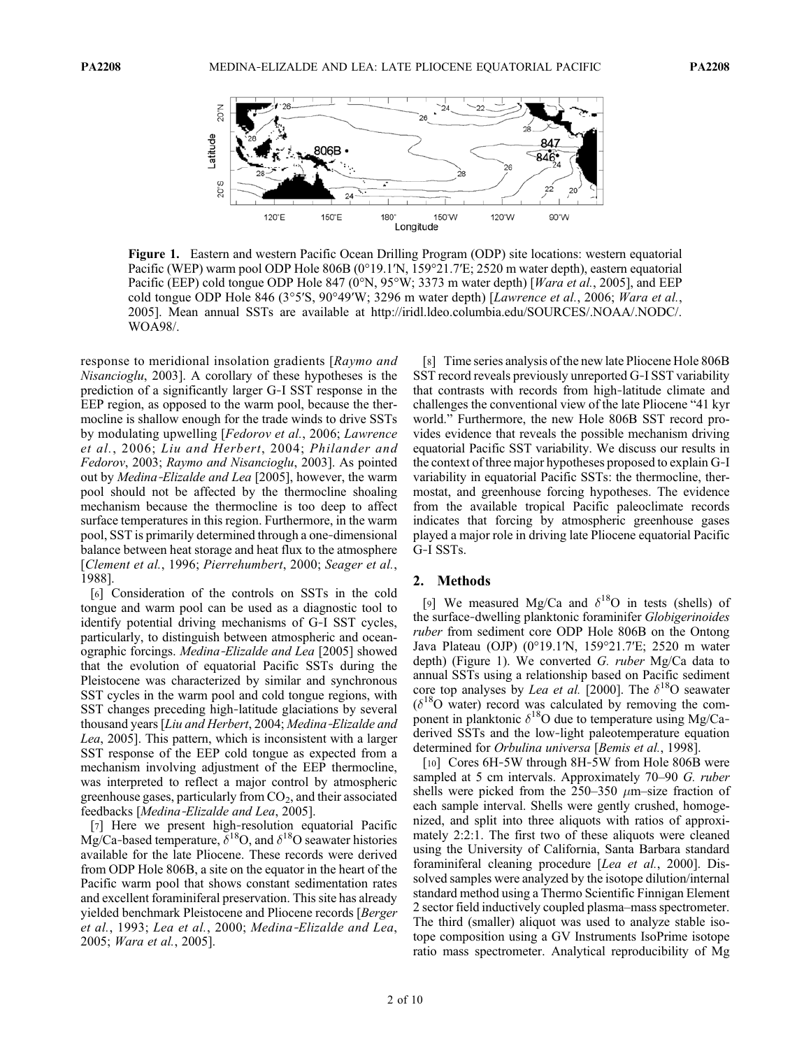**Figure 1.** Eastern and western Pacific Ocean Drilling Program (ODP) site locations: western equatorial Pacific (WEP) warm pool ODP Hole 806B (0°19.1′N, 159°21.7′E; 2520 m water depth), eastern equatorial Pacific (EEP) cold tongue ODP Hole 847 (0°N, 95°W; 3373 m water depth) [*Wara et al.*, 2005], and EEP cold tongue ODP Hole 846 (3°5′S, 90°49′W; 3296 m water depth) [*Lawrence et al.*, 2006; *Wara et al.*, 2005]. Mean annual SSTs are available at http://iridl.ldeo.columbia.edu/SOURCES/.NOAA/.NODC/.WOA98/.

response to meridional insolation gradients [*Raymo and Nisancioglu*, 2003]. A corollary of these hypotheses is the prediction of a significantly larger G-I SST response in the EEP region, as opposed to the warm pool, because the thermocline is shallow enough for the trade winds to drive SSTs by modulating upwelling [*Fedorov et al.*, 2006; *Lawrence et al.*, 2006; *Liu and Herbert*, 2004; *Philander and Fedorov*, 2003; *Raymo and Nisancioglu*, 2003]. As pointed out by *Medina-Elizalde and Lea* [2005], however, the warm pool should not be affected by the thermocline shoaling mechanism because the thermocline is too deep to affect surface temperatures in this region. Furthermore, in the warm pool, SST is primarily determined through a one-dimensional balance between heat storage and heat flux to the atmosphere [*Clement et al.*, 1996; *Pierrehumbert*, 2000; *Seager et al.*, 1988].

[6] Consideration of the controls on SSTs in the cold tongue and warm pool can be used as a diagnostic tool to identify potential driving mechanisms of G-I SST cycles, particularly, to distinguish between atmospheric and oceanographic forcings. *Medina-Elizalde and Lea* [2005] showed that the evolution of equatorial Pacific SSTs during the Pleistocene was characterized by similar and synchronous SST cycles in the warm pool and cold tongue regions, with SST changes preceding high-latitude glaciations by several thousand years [*Liu and Herbert*, 2004; *Medina-Elizalde and Lea*, 2005]. This pattern, which is inconsistent with a larger SST response of the EEP cold tongue as expected from a mechanism involving adjustment of the EEP thermocline, was interpreted to reflect a major control by atmospheric greenhouse gases, particularly from $CO_2$, and their associated feedbacks [*Medina-Elizalde and Lea*, 2005].

[7] Here we present high-resolution equatorial Pacific Mg/Ca-based temperature, $\delta^{18}O$, and $\delta^{18}O$ seawater histories available for the late Pliocene. These records were derived from ODP Hole 806B, a site on the equator in the heart of the Pacific warm pool that shows constant sedimentation rates and excellent foraminiferal preservation. This site has already yielded benchmark Pleistocene and Pliocene records [*Berger et al.*, 1993; *Lea et al.*, 2000; *Medina-Elizalde and Lea*, 2005; *Wara et al.*, 2005].

[8] Time series analysis of the new late Pliocene Hole 806B SST record reveals previously unreported G-I SST variability that contrasts with records from high-latitude climate and challenges the conventional view of the late Pliocene "41 kyr world." Furthermore, the new Hole 806B SST record provides evidence that reveals the possible mechanism driving equatorial Pacific SST variability. We discuss our results in the context of three major hypotheses proposed to explain G-I variability in equatorial Pacific SSTs: the thermocline, thermostat, and greenhouse forcing hypotheses. The evidence from the available tropical Pacific paleoclimate records indicates that forcing by atmospheric greenhouse gases played a major role in driving late Pliocene equatorial Pacific G-I SSTs.

## 2. Methods

[9] We measured Mg/Ca and $\delta^{18}O$ in tests (shells) of the surface-dwelling planktonic foraminifer *Globigerinoides ruber* from sediment core ODP Hole 806B on the Ontong Java Plateau (OJP) (0°19.1′N, 159°21.7′E; 2520 m water depth) (Figure 1). We converted *G. ruber* Mg/Ca data to annual SSTs using a relationship based on Pacific sediment core top analyses by *Lea et al.* [2000]. The $\delta^{18}O$ seawater ($\delta^{18}O$ water) record was calculated by removing the component in planktonic $\delta^{18}O$ due to temperature using Mg/Ca-derived SSTs and the low-light paleotemperature equation determined for *Orbulina universa* [*Bemis et al.*, 1998].

[10] Cores 6H-5W through 8H-5W from Hole 806B were sampled at 5 cm intervals. Approximately 70–90 *G. ruber* shells were picked from the 250–350 $\mu$m–size fraction of each sample interval. Shells were gently crushed, homogenized, and split into three aliquots with ratios of approximately 2:2:1. The first two of these aliquots were cleaned using the University of California, Santa Barbara standard foraminiferal cleaning procedure [*Lea et al.*, 2000]. Dissolved samples were analyzed by the isotope dilution/internal standard method using a Thermo Scientific Finnigan Element 2 sector field inductively coupled plasma–mass spectrometer. The third (smaller) aliquot was used to analyze stable isotope composition using a GV Instruments IsoPrime isotope ratio mass spectrometer. Analytical reproducibility of Mg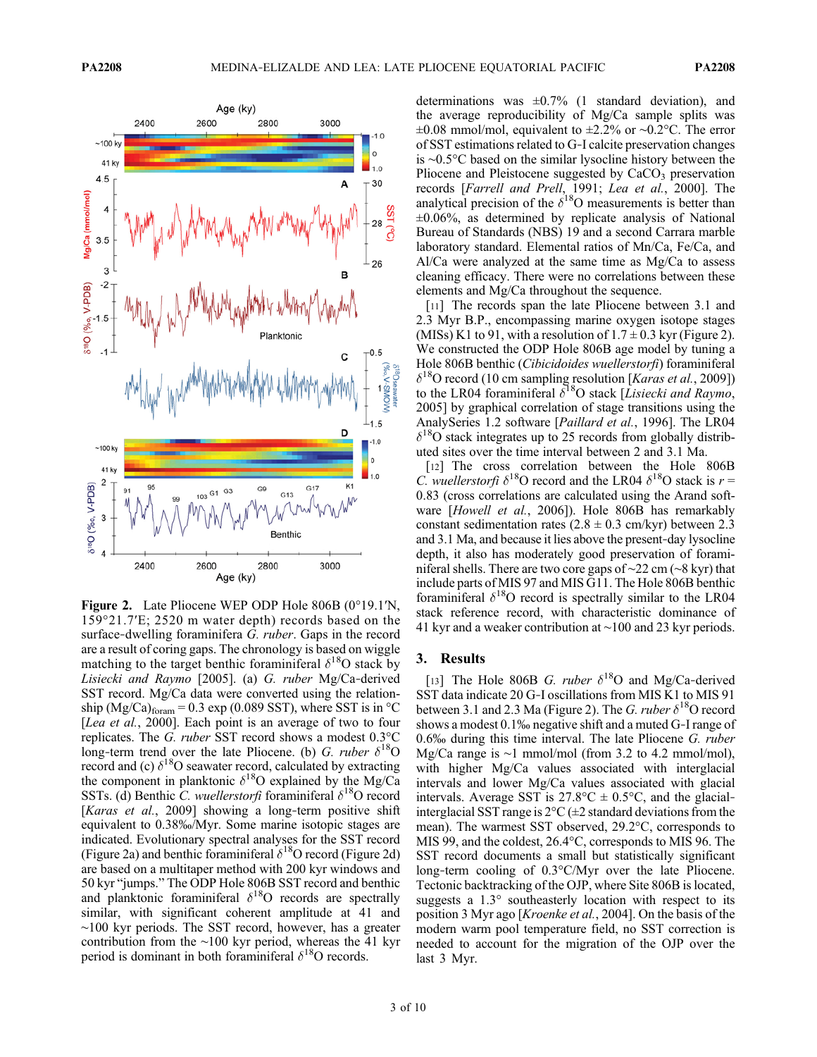**Figure 2.** Late Pliocene WEP ODP Hole 806B (0°19.1′N, 159°21.7′E; 2520 m water depth) records based on the surface-dwelling foraminifera *G. ruber*. Gaps in the record are a result of coring gaps. The chronology is based on wiggle matching to the target benthic foraminiferal $\delta^{18}O$ stack by *Lisiecki and Raymo* [2005]. (a) *G. ruber* Mg/Ca-derived SST record. Mg/Ca data were converted using the relationship $(Mg/Ca)_{foram} = 0.3 \exp(0.089\ SST)$, where SST is in °C [*Lea et al.*, 2000]. Each point is an average of two to four replicates. The *G. ruber* SST record shows a modest 0.3°C long-term trend over the late Pliocene. (b) *G. ruber* $\delta^{18}O$ record and (c) $\delta^{18}O$ seawater record, calculated by extracting the component in planktonic $\delta^{18}O$ explained by the Mg/Ca SSTs. (d) Benthic *C. wuellerstorfi* foraminiferal $\delta^{18}O$ record [*Karas et al.*, 2009] showing a long-term positive shift equivalent to 0.38‰/Myr. Some marine isotopic stages are indicated. Evolutionary spectral analyses for the SST record (Figure 2a) and benthic foraminiferal $\delta^{18}O$ record (Figure 2d) are based on a multitaper method with 200 kyr windows and 50 kyr "jumps." The ODP Hole 806B SST record and benthic and planktonic foraminiferal $\delta^{18}O$ records are spectrally similar, with significant coherent amplitude at 41 and ~100 kyr periods. The SST record, however, has a greater contribution from the ~100 kyr period, whereas the 41 kyr period is dominant in both foraminiferal $\delta^{18}O$ records.

determinations was ±0.7% (1 standard deviation), and the average reproducibility of Mg/Ca sample splits was ±0.08 mmol/mol, equivalent to ±2.2% or ~0.2°C. The error of SST estimations related to G-I calcite preservation changes is ~0.5°C based on the similar lysocline history between the Pliocene and Pleistocene suggested by $CaCO_3$ preservation records [*Farrell and Prell*, 1991; *Lea et al.*, 2000]. The analytical precision of the $\delta^{18}O$ measurements is better than ±0.06%, as determined by replicate analysis of National Bureau of Standards (NBS) 19 and a second Carrara marble laboratory standard. Elemental ratios of Mn/Ca, Fe/Ca, and Al/Ca were analyzed at the same time as Mg/Ca to assess cleaning efficacy. There were no correlations between these elements and Mg/Ca throughout the sequence.

[11] The records span the late Pliocene between 3.1 and 2.3 Myr B.P., encompassing marine oxygen isotope stages (MISs) K1 to 91, with a resolution of 1.7 ± 0.3 kyr (Figure 2). We constructed the ODP Hole 806B age model by tuning a Hole 806B benthic (*Cibicidoides wuellerstorfi*) foraminiferal $\delta^{18}O$ record (10 cm sampling resolution [*Karas et al.*, 2009]) to the LR04 foraminiferal $\delta^{18}O$ stack [*Lisiecki and Raymo*, 2005] by graphical correlation of stage transitions using the AnalySeries 1.2 software [*Paillard et al.*, 1996]. The LR04 $\delta^{18}O$ stack integrates up to 25 records from globally distributed sites over the time interval between 2 and 3.1 Ma.

[12] The cross correlation between the Hole 806B *C. wuellerstorfi* $\delta^{18}O$ record and the LR04 $\delta^{18}O$ stack is $r$ = 0.83 (cross correlations are calculated using the Arand software [*Howell et al.*, 2006]). Hole 806B has remarkably constant sedimentation rates (2.8 ± 0.3 cm/kyr) between 2.3 and 3.1 Ma, and because it lies above the present-day lysocline depth, it also has moderately good preservation of foraminiferal shells. There are two core gaps of ~22 cm (~8 kyr) that include parts of MIS 97 and MIS G11. The Hole 806B benthic foraminiferal $\delta^{18}O$ record is spectrally similar to the LR04 stack reference record, with characteristic dominance of 41 kyr and a weaker contribution at ~100 and 23 kyr periods.

## 3. Results

[13] The Hole 806B *G. ruber* $\delta^{18}O$ and Mg/Ca-derived SST data indicate 20 G-I oscillations from MIS K1 to MIS 91 between 3.1 and 2.3 Ma (Figure 2). The *G. ruber* $\delta^{18}O$ record shows a modest 0.1‰ negative shift and a muted G-I range of 0.6‰ during this time interval. The late Pliocene *G. ruber* Mg/Ca range is ~1 mmol/mol (from 3.2 to 4.2 mmol/mol), with higher Mg/Ca values associated with interglacial intervals and lower Mg/Ca values associated with glacial intervals. Average SST is 27.8°C ± 0.5°C, and the glacial-interglacial SST range is 2°C (±2 standard deviations from the mean). The warmest SST observed, 29.2°C, corresponds to MIS 99, and the coldest, 26.4°C, corresponds to MIS 96. The SST record documents a small but statistically significant long-term cooling of 0.3°C/Myr over the late Pliocene. Tectonic backtracking of the OJP, where Site 806B is located, suggests a 1.3° southeasterly location with respect to its position 3 Myr ago [*Kroenke et al.*, 2004]. On the basis of the modern warm pool temperature field, no SST correction is needed to account for the migration of the OJP over the last 3 Myr.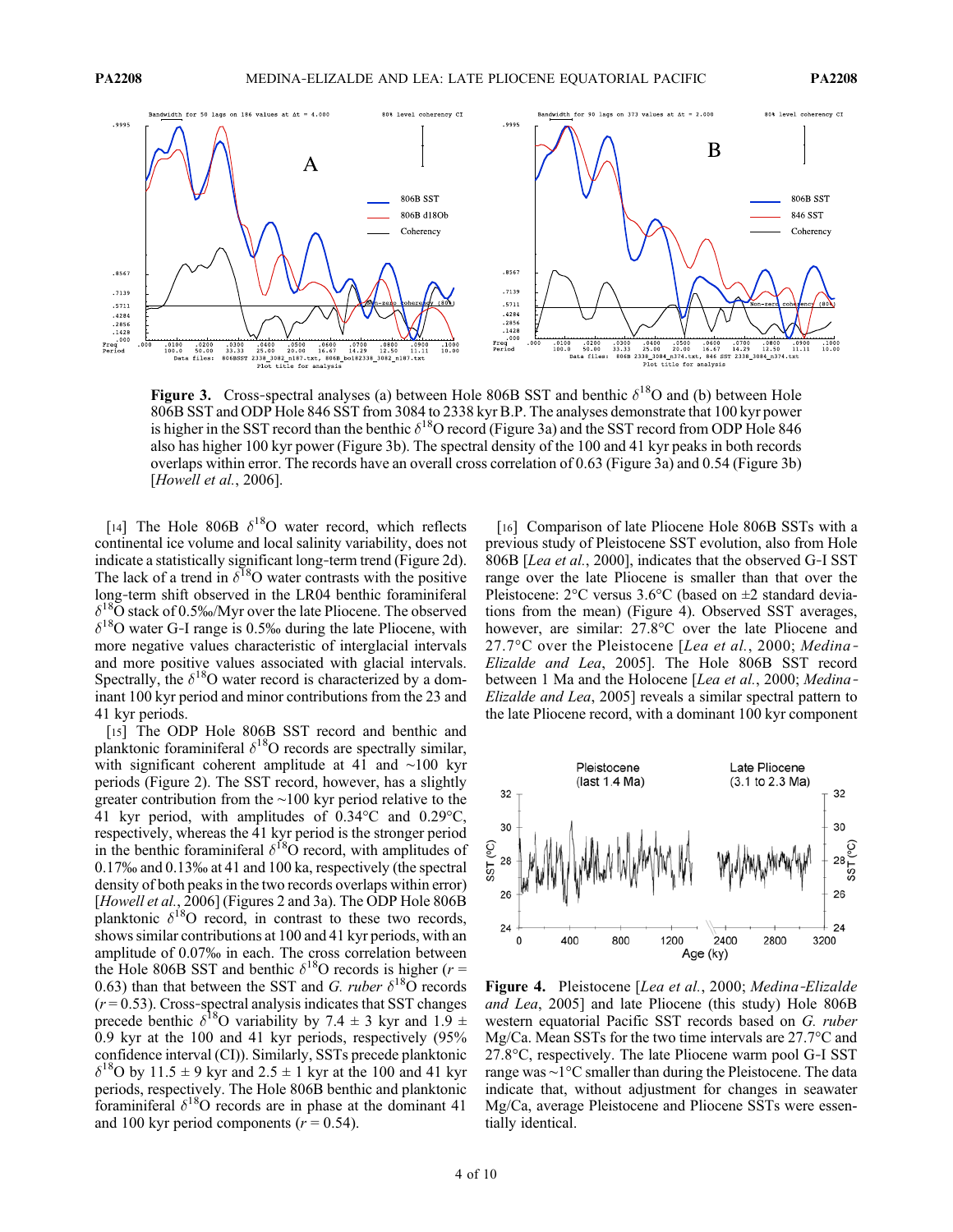**Figure 3.** Cross-spectral analyses (a) between Hole 806B SST and benthic $\delta^{18}$O and (b) between Hole 806B SST and ODP Hole 846 SST from 3084 to 2338 kyr B.P. The analyses demonstrate that 100 kyr power is higher in the SST record than the benthic $\delta^{18}$O record (Figure 3a) and the SST record from ODP Hole 846 also has higher 100 kyr power (Figure 3b). The spectral density of the 100 and 41 kyr peaks in both records overlaps within error. The records have an overall cross correlation of 0.63 (Figure 3a) and 0.54 (Figure 3b) [*Howell et al.*, 2006].

[14] The Hole 806B $\delta^{18}$O water record, which reflects continental ice volume and local salinity variability, does not indicate a statistically significant long-term trend (Figure 2d). The lack of a trend in $\delta^{18}$O water contrasts with the positive long-term shift observed in the LR04 benthic foraminiferal $\delta^{18}$O stack of 0.5‰/Myr over the late Pliocene. The observed $\delta^{18}$O water G-I range is 0.5‰ during the late Pliocene, with more negative values characteristic of interglacial intervals and more positive values associated with glacial intervals. Spectrally, the $\delta^{18}$O water record is characterized by a dominant 100 kyr period and minor contributions from the 23 and 41 kyr periods.

[15] The ODP Hole 806B SST record and benthic and planktonic foraminiferal $\delta^{18}$O records are spectrally similar, with significant coherent amplitude at 41 and ~100 kyr periods (Figure 2). The SST record, however, has a slightly greater contribution from the ~100 kyr period relative to the 41 kyr period, with amplitudes of 0.34°C and 0.29°C, respectively, whereas the 41 kyr period is the stronger period in the benthic foraminiferal $\delta^{18}$O record, with amplitudes of 0.17‰ and 0.13‰ at 41 and 100 ka, respectively (the spectral density of both peaks in the two records overlaps within error) [*Howell et al.*, 2006] (Figures 2 and 3a). The ODP Hole 806B planktonic $\delta^{18}$O record, in contrast to these two records, shows similar contributions at 100 and 41 kyr periods, with an amplitude of 0.07‰ in each. The cross correlation between the Hole 806B SST and benthic $\delta^{18}$O records is higher ($r$ = 0.63) than that between the SST and *G. ruber* $\delta^{18}$O records ($r$ = 0.53). Cross-spectral analysis indicates that SST changes precede benthic $\delta^{18}$O variability by 7.4 ± 3 kyr and 1.9 ± 0.9 kyr at the 100 and 41 kyr periods, respectively (95% confidence interval (CI)). Similarly, SSTs precede planktonic $\delta^{18}$O by 11.5 ± 9 kyr and 2.5 ± 1 kyr at the 100 and 41 kyr periods, respectively. The Hole 806B benthic and planktonic foraminiferal $\delta^{18}$O records are in phase at the dominant 41 and 100 kyr period components ($r$ = 0.54).

[16] Comparison of late Pliocene Hole 806B SSTs with a previous study of Pleistocene SST evolution, also from Hole 806B [*Lea et al.*, 2000], indicates that the observed G-I SST range over the late Pliocene is smaller than that over the Pleistocene: 2°C versus 3.6°C (based on ±2 standard deviations from the mean) (Figure 4). Observed SST averages, however, are similar: 27.8°C over the late Pliocene and 27.7°C over the Pleistocene [*Lea et al.*, 2000; *Medina-Elizalde and Lea*, 2005]. The Hole 806B SST record between 1 Ma and the Holocene [*Lea et al.*, 2000; *Medina-Elizalde and Lea*, 2005] reveals a similar spectral pattern to the late Pliocene record, with a dominant 100 kyr component

**Figure 4.** Pleistocene [*Lea et al.*, 2000; *Medina-Elizalde and Lea*, 2005] and late Pliocene (this study) Hole 806B western equatorial Pacific SST records based on *G. ruber* Mg/Ca. Mean SSTs for the two time intervals are 27.7°C and 27.8°C, respectively. The late Pliocene warm pool G-I SST range was ~1°C smaller than during the Pleistocene. The data indicate that, without adjustment for changes in seawater Mg/Ca, average Pleistocene and Pliocene SSTs were essentially identical.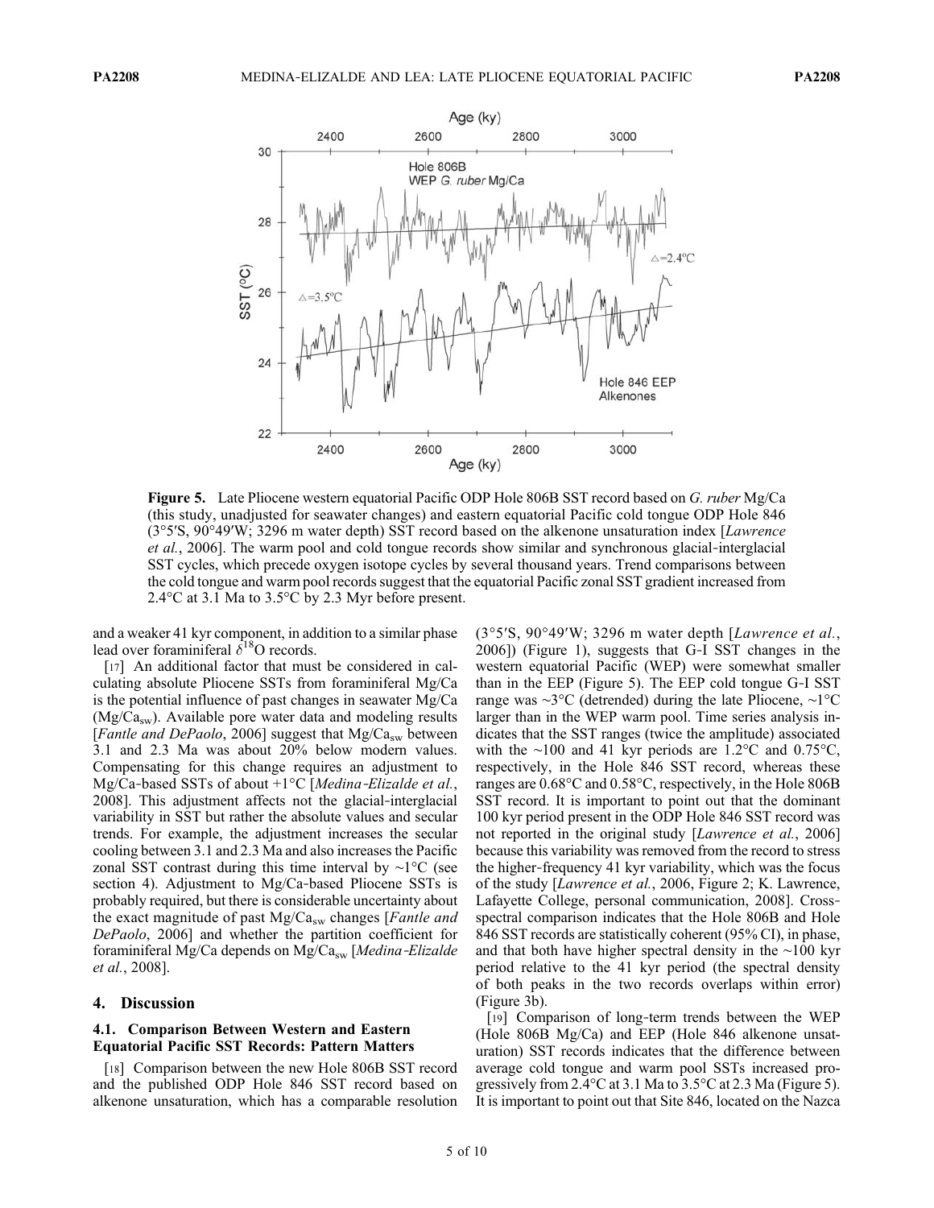Figure 5. Late Pliocene western equatorial Pacific ODP Hole 806B SST record based on *G. ruber* Mg/Ca (this study, unadjusted for seawater changes) and eastern equatorial Pacific cold tongue ODP Hole 846 (3°5′S, 90°49′W; 3296 m water depth) SST record based on the alkenone unsaturation index [*Lawrence et al.*, 2006]. The warm pool and cold tongue records show similar and synchronous glacial-interglacial SST cycles, which precede oxygen isotope cycles by several thousand years. Trend comparisons between the cold tongue and warm pool records suggest that the equatorial Pacific zonal SST gradient increased from 2.4°C at 3.1 Ma to 3.5°C by 2.3 Myr before present.

and a weaker 41 kyr component, in addition to a similar phase lead over foraminiferal $\delta^{18}O$ records.

[17] An additional factor that must be considered in calculating absolute Pliocene SSTs from foraminiferal Mg/Ca is the potential influence of past changes in seawater Mg/Ca ($Mg/Ca_{sw}$). Available pore water data and modeling results [*Fantle and DePaolo*, 2006] suggest that $Mg/Ca_{sw}$ between 3.1 and 2.3 Ma was about 20% below modern values. Compensating for this change requires an adjustment to Mg/Ca-based SSTs of about +1°C [*Medina-Elizalde et al.*, 2008]. This adjustment affects not the glacial-interglacial variability in SST but rather the absolute values and secular trends. For example, the adjustment increases the secular cooling between 3.1 and 2.3 Ma and also increases the Pacific zonal SST contrast during this time interval by ~1°C (see section 4). Adjustment to Mg/Ca-based Pliocene SSTs is probably required, but there is considerable uncertainty about the exact magnitude of past $Mg/Ca_{sw}$ changes [*Fantle and DePaolo*, 2006] and whether the partition coefficient for foraminiferal Mg/Ca depends on $Mg/Ca_{sw}$ [*Medina-Elizalde et al.*, 2008].

## 4. Discussion

### 4.1. Comparison Between Western and Eastern Equatorial Pacific SST Records: Pattern Matters

[18] Comparison between the new Hole 806B SST record and the published ODP Hole 846 SST record based on alkenone unsaturation, which has a comparable resolution (3°5′S, 90°49′W; 3296 m water depth [*Lawrence et al.*, 2006]) (Figure 1), suggests that G-I SST changes in the western equatorial Pacific (WEP) were somewhat smaller than in the EEP (Figure 5). The EEP cold tongue G-I SST range was ~3°C (detrended) during the late Pliocene, ~1°C larger than in the WEP warm pool. Time series analysis indicates that the SST ranges (twice the amplitude) associated with the ~100 and 41 kyr periods are 1.2°C and 0.75°C, respectively, in the Hole 846 SST record, whereas these ranges are 0.68°C and 0.58°C, respectively, in the Hole 806B SST record. It is important to point out that the dominant 100 kyr period present in the ODP Hole 846 SST record was not reported in the original study [*Lawrence et al.*, 2006] because this variability was removed from the record to stress the higher-frequency 41 kyr variability, which was the focus of the study [*Lawrence et al.*, 2006, Figure 2; K. Lawrence, Lafayette College, personal communication, 2008]. Cross-spectral comparison indicates that the Hole 806B and Hole 846 SST records are statistically coherent (95% CI), in phase, and that both have higher spectral density in the ~100 kyr period relative to the 41 kyr period (the spectral density of both peaks in the two records overlaps within error) (Figure 3b).

[19] Comparison of long-term trends between the WEP (Hole 806B Mg/Ca) and EEP (Hole 846 alkenone unsaturation) SST records indicates that the difference between average cold tongue and warm pool SSTs increased progressively from 2.4°C at 3.1 Ma to 3.5°C at 2.3 Ma (Figure 5). It is important to point out that Site 846, located on the Nazca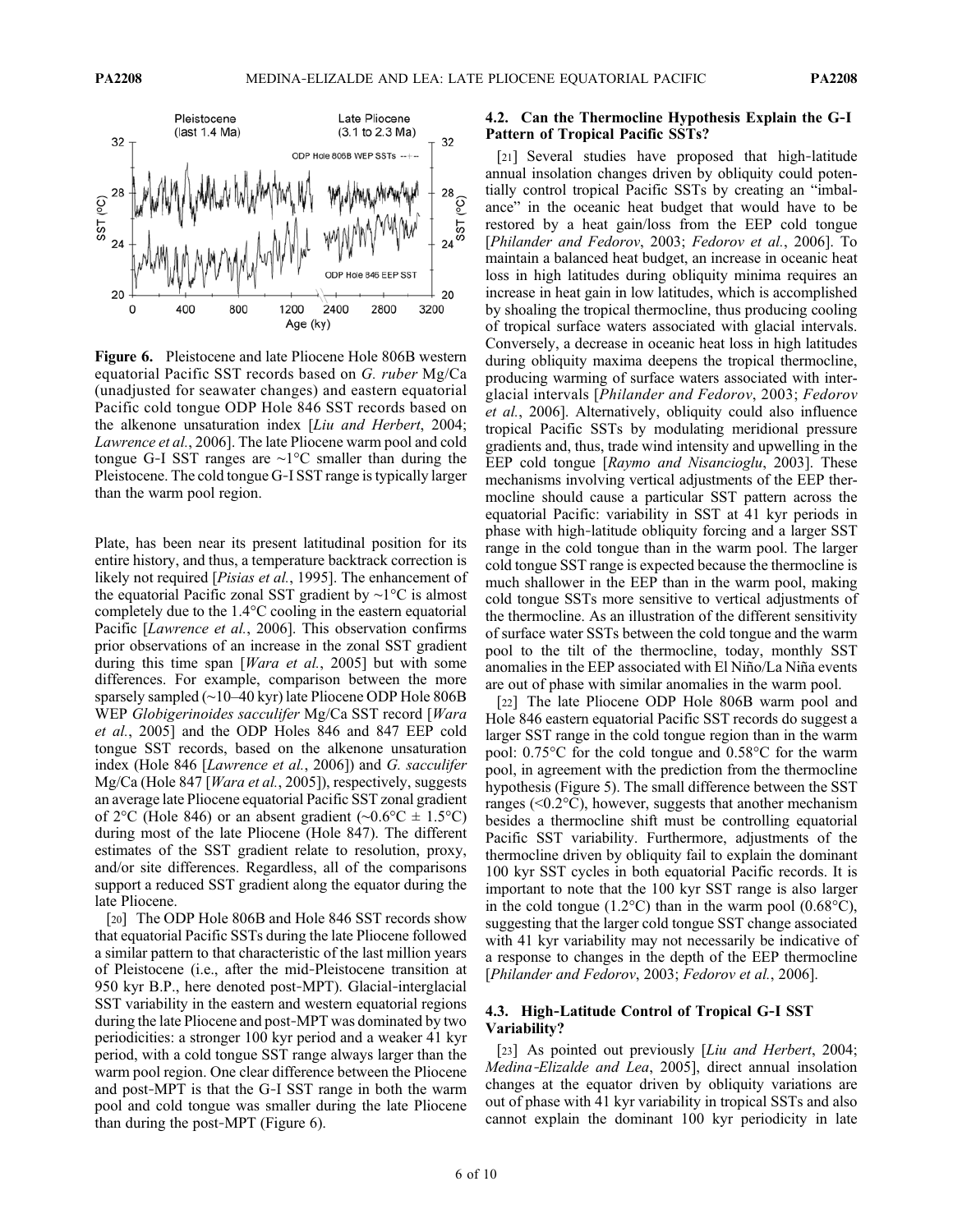**Figure 6.** Pleistocene and late Pliocene Hole 806B western equatorial Pacific SST records based on *G. ruber* Mg/Ca (unadjusted for seawater changes) and eastern equatorial Pacific cold tongue ODP Hole 846 SST records based on the alkenone unsaturation index [*Liu and Herbert*, 2004; *Lawrence et al.*, 2006]. The late Pliocene warm pool and cold tongue G-I SST ranges are ~1°C smaller than during the Pleistocene. The cold tongue G-I SST range is typically larger than the warm pool region.

Plate, has been near its present latitudinal position for its entire history, and thus, a temperature backtrack correction is likely not required [*Pisias et al.*, 1995]. The enhancement of the equatorial Pacific zonal SST gradient by ~1°C is almost completely due to the 1.4°C cooling in the eastern equatorial Pacific [*Lawrence et al.*, 2006]. This observation confirms prior observations of an increase in the zonal SST gradient during this time span [*Wara et al.*, 2005] but with some differences. For example, comparison between the more sparsely sampled (~10–40 kyr) late Pliocene ODP Hole 806B WEP *Globigerinoides sacculifer* Mg/Ca SST record [*Wara et al.*, 2005] and the ODP Holes 846 and 847 EEP cold tongue SST records, based on the alkenone unsaturation index (Hole 846 [*Lawrence et al.*, 2006]) and *G. sacculifer* Mg/Ca (Hole 847 [*Wara et al.*, 2005]), respectively, suggests an average late Pliocene equatorial Pacific SST zonal gradient of 2°C (Hole 846) or an absent gradient (~0.6°C ± 1.5°C) during most of the late Pliocene (Hole 847). The different estimates of the SST gradient relate to resolution, proxy, and/or site differences. Regardless, all of the comparisons support a reduced SST gradient along the equator during the late Pliocene.

[20] The ODP Hole 806B and Hole 846 SST records show that equatorial Pacific SSTs during the late Pliocene followed a similar pattern to that characteristic of the last million years of Pleistocene (i.e., after the mid-Pleistocene transition at 950 kyr B.P., here denoted post-MPT). Glacial-interglacial SST variability in the eastern and western equatorial regions during the late Pliocene and post-MPT was dominated by two periodicities: a stronger 100 kyr period and a weaker 41 kyr period, with a cold tongue SST range always larger than the warm pool region. One clear difference between the Pliocene and post-MPT is that the G-I SST range in both the warm pool and cold tongue was smaller during the late Pliocene than during the post-MPT (Figure 6).

### 4.2. Can the Thermocline Hypothesis Explain the G-I Pattern of Tropical Pacific SSTs?

[21] Several studies have proposed that high-latitude annual insolation changes driven by obliquity could potentially control tropical Pacific SSTs by creating an "imbalance" in the oceanic heat budget that would have to be restored by a heat gain/loss from the EEP cold tongue [*Philander and Fedorov*, 2003; *Fedorov et al.*, 2006]. To maintain a balanced heat budget, an increase in oceanic heat loss in high latitudes during obliquity minima requires an increase in heat gain in low latitudes, which is accomplished by shoaling the tropical thermocline, thus producing cooling of tropical surface waters associated with glacial intervals. Conversely, a decrease in oceanic heat loss in high latitudes during obliquity maxima deepens the tropical thermocline, producing warming of surface waters associated with interglacial intervals [*Philander and Fedorov*, 2003; *Fedorov et al.*, 2006]. Alternatively, obliquity could also influence tropical Pacific SSTs by modulating meridional pressure gradients and, thus, trade wind intensity and upwelling in the EEP cold tongue [*Raymo and Nisancioglu*, 2003]. These mechanisms involving vertical adjustments of the EEP thermocline should cause a particular SST pattern across the equatorial Pacific: variability in SST at 41 kyr periods in phase with high-latitude obliquity forcing and a larger SST range in the cold tongue than in the warm pool. The larger cold tongue SST range is expected because the thermocline is much shallower in the EEP than in the warm pool, making cold tongue SSTs more sensitive to vertical adjustments of the thermocline. As an illustration of the different sensitivity of surface water SSTs between the cold tongue and the warm pool to the tilt of the thermocline, today, monthly SST anomalies in the EEP associated with El Niño/La Niña events are out of phase with similar anomalies in the warm pool.

[22] The late Pliocene ODP Hole 806B warm pool and Hole 846 eastern equatorial Pacific SST records do suggest a larger SST range in the cold tongue region than in the warm pool: 0.75°C for the cold tongue and 0.58°C for the warm pool, in agreement with the prediction from the thermocline hypothesis (Figure 5). The small difference between the SST ranges (<0.2°C), however, suggests that another mechanism besides a thermocline shift must be controlling equatorial Pacific SST variability. Furthermore, adjustments of the thermocline driven by obliquity fail to explain the dominant 100 kyr SST cycles in both equatorial Pacific records. It is important to note that the 100 kyr SST range is also larger in the cold tongue (1.2°C) than in the warm pool (0.68°C), suggesting that the larger cold tongue SST change associated with 41 kyr variability may not necessarily be indicative of a response to changes in the depth of the EEP thermocline [*Philander and Fedorov*, 2003; *Fedorov et al.*, 2006].

### 4.3. High-Latitude Control of Tropical G-I SST Variability?

[23] As pointed out previously [*Liu and Herbert*, 2004; *Medina-Elizalde and Lea*, 2005], direct annual insolation changes at the equator driven by obliquity variations are out of phase with 41 kyr variability in tropical SSTs and also cannot explain the dominant 100 kyr periodicity in late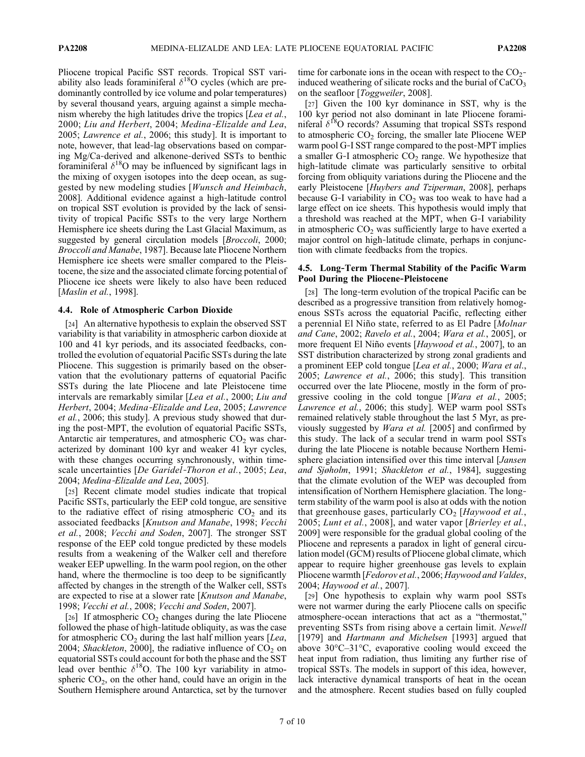Pliocene tropical Pacific SST records. Tropical SST variability also leads foraminiferal $\delta^{18}O$ cycles (which are predominantly controlled by ice volume and polar temperatures) by several thousand years, arguing against a simple mechanism whereby the high latitudes drive the tropics [*Lea et al.*, 2000; *Liu and Herbert*, 2004; *Medina-Elizalde and Lea*, 2005; *Lawrence et al.*, 2006; this study]. It is important to note, however, that lead-lag observations based on comparing Mg/Ca-derived and alkenone-derived SSTs to benthic foraminiferal $\delta^{18}O$ may be influenced by significant lags in the mixing of oxygen isotopes into the deep ocean, as suggested by new modeling studies [*Wunsch and Heimbach*, 2008]. Additional evidence against a high-latitude control on tropical SST evolution is provided by the lack of sensitivity of tropical Pacific SSTs to the very large Northern Hemisphere ice sheets during the Last Glacial Maximum, as suggested by general circulation models [*Broccoli*, 2000; *Broccoli and Manabe*, 1987]. Because late Pliocene Northern Hemisphere ice sheets were smaller compared to the Pleistocene, the size and the associated climate forcing potential of Pliocene ice sheets were likely to also have been reduced [*Maslin et al.*, 1998].

### 4.4. Role of Atmospheric Carbon Dioxide

[24] An alternative hypothesis to explain the observed SST variability is that variability in atmospheric carbon dioxide at 100 and 41 kyr periods, and its associated feedbacks, controlled the evolution of equatorial Pacific SSTs during the late Pliocene. This suggestion is primarily based on the observation that the evolutionary patterns of equatorial Pacific SSTs during the late Pliocene and late Pleistocene time intervals are remarkably similar [*Lea et al.*, 2000; *Liu and Herbert*, 2004; *Medina-Elizalde and Lea*, 2005; *Lawrence et al.*, 2006; this study]. A previous study showed that during the post-MPT, the evolution of equatorial Pacific SSTs, Antarctic air temperatures, and atmospheric $CO_2$ was characterized by dominant 100 kyr and weaker 41 kyr cycles, with these changes occurring synchronously, within timescale uncertainties [*De Garidel-Thoron et al.*, 2005; *Lea*, 2004; *Medina-Elizalde and Lea*, 2005].

[25] Recent climate model studies indicate that tropical Pacific SSTs, particularly the EEP cold tongue, are sensitive to the radiative effect of rising atmospheric $CO_2$ and its associated feedbacks [*Knutson and Manabe*, 1998; *Vecchi et al.*, 2008; *Vecchi and Soden*, 2007]. The stronger SST response of the EEP cold tongue predicted by these models results from a weakening of the Walker cell and therefore weaker EEP upwelling. In the warm pool region, on the other hand, where the thermocline is too deep to be significantly affected by changes in the strength of the Walker cell, SSTs are expected to rise at a slower rate [*Knutson and Manabe*, 1998; *Vecchi et al.*, 2008; *Vecchi and Soden*, 2007].

[26] If atmospheric $CO_2$ changes during the late Pliocene followed the phase of high-latitude obliquity, as was the case for atmospheric $CO_2$ during the last half million years [*Lea*, 2004; *Shackleton*, 2000], the radiative influence of $CO_2$ on equatorial SSTs could account for both the phase and the SST lead over benthic $\delta^{18}O$. The 100 kyr variability in atmospheric $CO_2$, on the other hand, could have an origin in the Southern Hemisphere around Antarctica, set by the turnover time for carbonate ions in the ocean with respect to the $CO_2$-induced weathering of silicate rocks and the burial of $CaCO_3$ on the seafloor [*Toggweiler*, 2008].

[27] Given the 100 kyr dominance in SST, why is the 100 kyr period not also dominant in late Pliocene foraminiferal $\delta^{18}O$ records? Assuming that tropical SSTs respond to atmospheric $CO_2$ forcing, the smaller late Pliocene WEP warm pool G-I SST range compared to the post-MPT implies a smaller G-I atmospheric $CO_2$ range. We hypothesize that high-latitude climate was particularly sensitive to orbital forcing from obliquity variations during the Pliocene and the early Pleistocene [*Huybers and Tziperman*, 2008], perhaps because G-I variability in $CO_2$ was too weak to have had a large effect on ice sheets. This hypothesis would imply that a threshold was reached at the MPT, when G-I variability in atmospheric $CO_2$ was sufficiently large to have exerted a major control on high-latitude climate, perhaps in conjunction with climate feedbacks from the tropics.

### 4.5. Long-Term Thermal Stability of the Pacific Warm Pool During the Pliocene-Pleistocene

[28] The long-term evolution of the tropical Pacific can be described as a progressive transition from relatively homogenous SSTs across the equatorial Pacific, reflecting either a perennial El Niño state, referred to as El Padre [*Molnar and Cane*, 2002; *Ravelo et al.*, 2004; *Wara et al.*, 2005], or more frequent El Niño events [*Haywood et al.*, 2007], to an SST distribution characterized by strong zonal gradients and a prominent EEP cold tongue [*Lea et al.*, 2000; *Wara et al.*, 2005; *Lawrence et al.*, 2006; this study]. This transition occurred over the late Pliocene, mostly in the form of progressive cooling in the cold tongue [*Wara et al.*, 2005; *Lawrence et al.*, 2006; this study]. WEP warm pool SSTs remained relatively stable throughout the last 5 Myr, as previously suggested by *Wara et al.* [2005] and confirmed by this study. The lack of a secular trend in warm pool SSTs during the late Pliocene is notable because Northern Hemisphere glaciation intensified over this time interval [*Jansen and Sjøholm*, 1991; *Shackleton et al.*, 1984], suggesting that the climate evolution of the WEP was decoupled from intensification of Northern Hemisphere glaciation. The long-term stability of the warm pool is also at odds with the notion that greenhouse gases, particularly $CO_2$ [*Haywood et al.*, 2005; *Lunt et al.*, 2008], and water vapor [*Brierley et al.*, 2009] were responsible for the gradual global cooling of the Pliocene and represents a paradox in light of general circulation model (GCM) results of Pliocene global climate, which appear to require higher greenhouse gas levels to explain Pliocene warmth [*Fedorov et al.*, 2006; *Haywood and Valdes*, 2004; *Haywood et al.*, 2007].

[29] One hypothesis to explain why warm pool SSTs were not warmer during the early Pliocene calls on specific atmosphere-ocean interactions that act as a "thermostat," preventing SSTs from rising above a certain limit. *Newell* [1979] and *Hartmann and Michelsen* [1993] argued that above 30°C–31°C, evaporative cooling would exceed the heat input from radiation, thus limiting any further rise of tropical SSTs. The models in support of this idea, however, lack interactive dynamical transports of heat in the ocean and the atmosphere. Recent studies based on fully coupled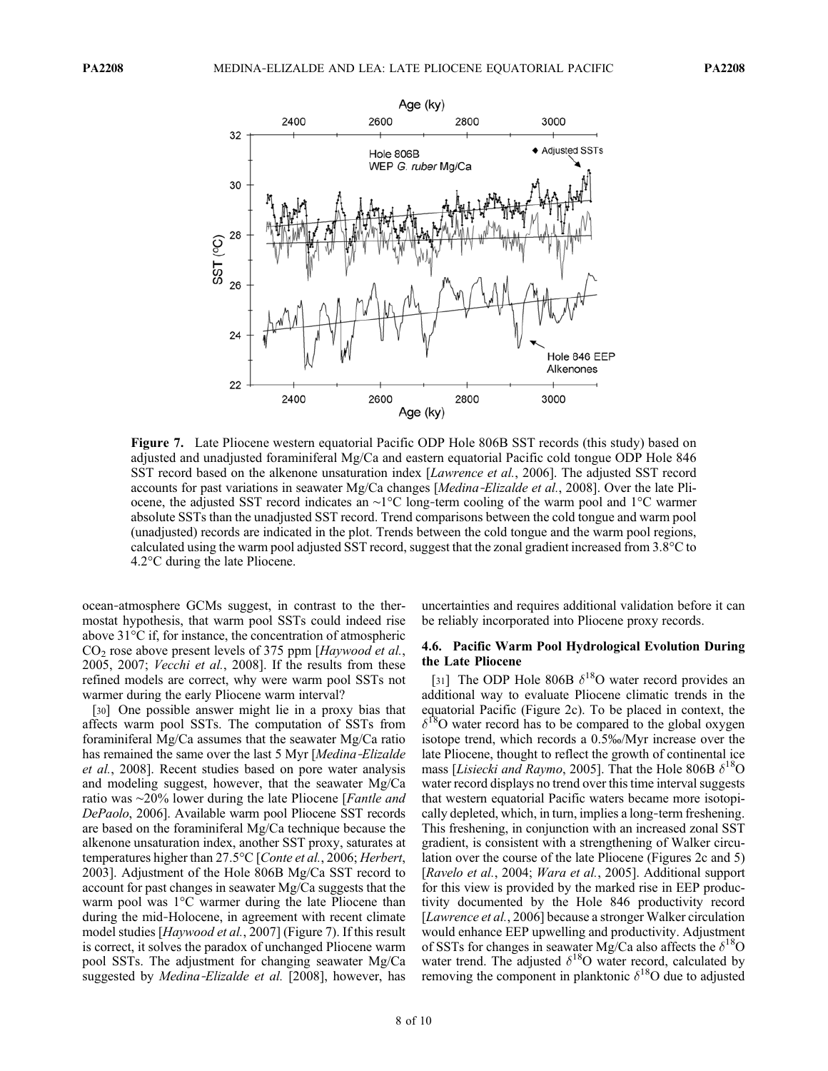**Figure 7.** Late Pliocene western equatorial Pacific ODP Hole 806B SST records (this study) based on adjusted and unadjusted foraminiferal Mg/Ca and eastern equatorial Pacific cold tongue ODP Hole 846 SST record based on the alkenone unsaturation index [*Lawrence et al.*, 2006]. The adjusted SST record accounts for past variations in seawater Mg/Ca changes [*Medina-Elizalde et al.*, 2008]. Over the late Pliocene, the adjusted SST record indicates an ~1°C long-term cooling of the warm pool and 1°C warmer absolute SSTs than the unadjusted SST record. Trend comparisons between the cold tongue and warm pool (unadjusted) records are indicated in the plot. Trends between the cold tongue and the warm pool regions, calculated using the warm pool adjusted SST record, suggest that the zonal gradient increased from 3.8°C to 4.2°C during the late Pliocene.

ocean-atmosphere GCMs suggest, in contrast to the thermostat hypothesis, that warm pool SSTs could indeed rise above 31°C if, for instance, the concentration of atmospheric $CO_2$ rose above present levels of 375 ppm [*Haywood et al.*, 2005, 2007; *Vecchi et al.*, 2008]. If the results from these refined models are correct, why were warm pool SSTs not warmer during the early Pliocene warm interval?

[30] One possible answer might lie in a proxy bias that affects warm pool SSTs. The computation of SSTs from foraminiferal Mg/Ca assumes that the seawater Mg/Ca ratio has remained the same over the last 5 Myr [*Medina-Elizalde et al.*, 2008]. Recent studies based on pore water analysis and modeling suggest, however, that the seawater Mg/Ca ratio was ~20% lower during the late Pliocene [*Fantle and DePaolo*, 2006]. Available warm pool Pliocene SST records are based on the foraminiferal Mg/Ca technique because the alkenone unsaturation index, another SST proxy, saturates at temperatures higher than 27.5°C [*Conte et al.*, 2006; *Herbert*, 2003]. Adjustment of the Hole 806B Mg/Ca SST record to account for past changes in seawater Mg/Ca suggests that the warm pool was 1°C warmer during the late Pliocene than during the mid-Holocene, in agreement with recent climate model studies [*Haywood et al.*, 2007] (Figure 7). If this result is correct, it solves the paradox of unchanged Pliocene warm pool SSTs. The adjustment for changing seawater Mg/Ca suggested by *Medina-Elizalde et al.* [2008], however, has uncertainties and requires additional validation before it can be reliably incorporated into Pliocene proxy records.

### 4.6. Pacific Warm Pool Hydrological Evolution During the Late Pliocene

[31] The ODP Hole 806B $\delta^{18}O$ water record provides an additional way to evaluate Pliocene climatic trends in the equatorial Pacific (Figure 2c). To be placed in context, the $\delta^{18}O$ water record has to be compared to the global oxygen isotope trend, which records a 0.5‰/Myr increase over the late Pliocene, thought to reflect the growth of continental ice mass [*Lisiecki and Raymo*, 2005]. That the Hole 806B $\delta^{18}O$ water record displays no trend over this time interval suggests that western equatorial Pacific waters became more isotopically depleted, which, in turn, implies a long-term freshening. This freshening, in conjunction with an increased zonal SST gradient, is consistent with a strengthening of Walker circulation over the course of the late Pliocene (Figures 2c and 5) [*Ravelo et al.*, 2004; *Wara et al.*, 2005]. Additional support for this view is provided by the marked rise in EEP productivity documented by the Hole 846 productivity record [*Lawrence et al.*, 2006] because a stronger Walker circulation would enhance EEP upwelling and productivity. Adjustment of SSTs for changes in seawater Mg/Ca also affects the $\delta^{18}O$ water trend. The adjusted $\delta^{18}O$ water record, calculated by removing the component in planktonic $\delta^{18}O$ due to adjusted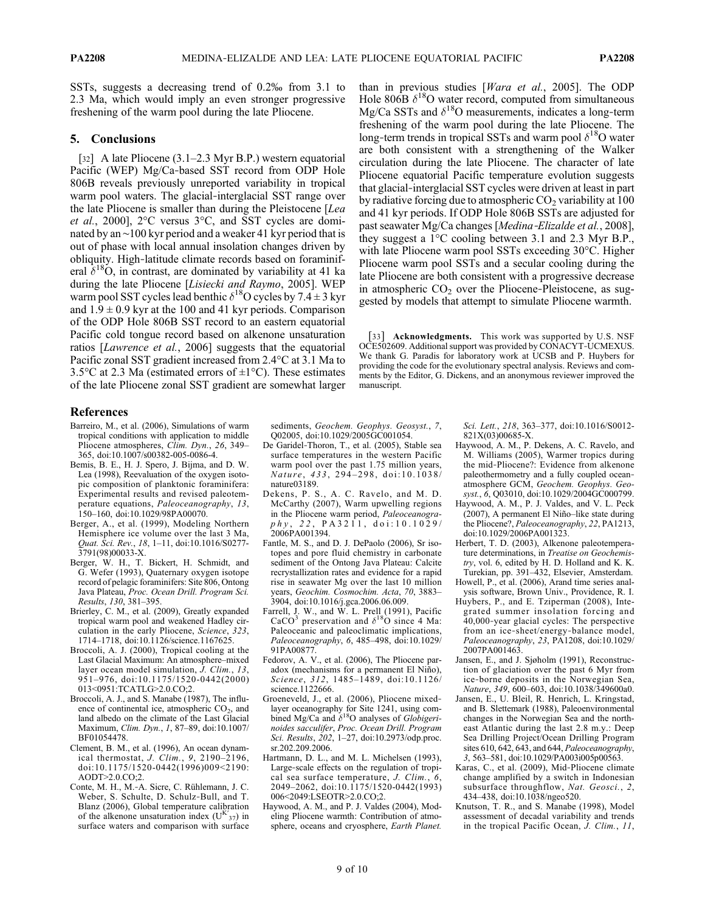SSTs, suggests a decreasing trend of 0.2‰ from 3.1 to 2.3 Ma, which would imply an even stronger progressive freshening of the warm pool during the late Pliocene.

## 5. Conclusions

[32] A late Pliocene (3.1–2.3 Myr B.P.) western equatorial Pacific (WEP) Mg/Ca-based SST record from ODP Hole 806B reveals previously unreported variability in tropical warm pool waters. The glacial-interglacial SST range over the late Pliocene is smaller than during the Pleistocene [*Lea et al.*, 2000], 2°C versus 3°C, and SST cycles are dominated by an ~100 kyr period and a weaker 41 kyr period that is out of phase with local annual insolation changes driven by obliquity. High-latitude climate records based on foraminiferal $\delta^{18}O$, in contrast, are dominated by variability at 41 ka during the late Pliocene [*Lisiecki and Raymo*, 2005]. WEP warm pool SST cycles lead benthic $\delta^{18}O$ cycles by 7.4 ± 3 kyr and 1.9 ± 0.9 kyr at the 100 and 41 kyr periods. Comparison of the ODP Hole 806B SST record to an eastern equatorial Pacific cold tongue record based on alkenone unsaturation ratios [*Lawrence et al.*, 2006] suggests that the equatorial Pacific zonal SST gradient increased from 2.4°C at 3.1 Ma to 3.5°C at 2.3 Ma (estimated errors of ±1°C). These estimates of the late Pliocene zonal SST gradient are somewhat larger than in previous studies [*Wara et al.*, 2005]. The ODP Hole 806B $\delta^{18}O$ water record, computed from simultaneous Mg/Ca SSTs and $\delta^{18}O$ measurements, indicates a long-term freshening of the warm pool during the late Pliocene. The long-term trends in tropical SSTs and warm pool $\delta^{18}O$ water are both consistent with a strengthening of the Walker circulation during the late Pliocene. The character of late Pliocene equatorial Pacific temperature evolution suggests that glacial-interglacial SST cycles were driven at least in part by radiative forcing due to atmospheric $CO_2$ variability at 100 and 41 kyr periods. If ODP Hole 806B SSTs are adjusted for past seawater Mg/Ca changes [*Medina-Elizalde et al.*, 2008], they suggest a 1°C cooling between 3.1 and 2.3 Myr B.P., with late Pliocene warm pool SSTs exceeding 30°C. Higher Pliocene warm pool SSTs and a secular cooling during the late Pliocene are both consistent with a progressive decrease in atmospheric $CO_2$ over the Pliocene-Pleistocene, as suggested by models that attempt to simulate Pliocene warmth.

[33] **Acknowledgments.** This work was supported by U.S. NSF OCE502609. Additional support was provided by CONACYT-UCMEXUS. We thank G. Paradis for laboratory work at UCSB and P. Huybers for providing the code for the evolutionary spectral analysis. Reviews and comments by the Editor, G. Dickens, and an anonymous reviewer improved the manuscript.

## References

Barreiro, M., et al. (2006), Simulations of warm tropical conditions with application to middle Pliocene atmospheres, *Clim. Dyn.*, *26*, 349–365, doi:10.1007/s00382-005-0086-4.

Bemis, B. E., H. J. Spero, J. Bijma, and D. W. Lea (1998), Reevaluation of the oxygen isotopic composition of planktonic foraminifera: Experimental results and revised paleotemperature equations, *Paleoceanography*, *13*, 150–160, doi:10.1029/98PA00070.

Berger, A., et al. (1999), Modeling Northern Hemisphere ice volume over the last 3 Ma, *Quat. Sci. Rev.*, *18*, 1–11, doi:10.1016/S0277-3791(98)00033-X.

Berger, W. H., T. Bickert, H. Schmidt, and G. Wefer (1993), Quaternary oxygen isotope record of pelagic foraminifers: Site 806, Ontong Java Plateau, *Proc. Ocean Drill. Program Sci. Results*, *130*, 381–395.

Brierley, C. M., et al. (2009), Greatly expanded tropical warm pool and weakened Hadley circulation in the early Pliocene, *Science*, *323*, 1714–1718, doi:10.1126/science.1167625.

Broccoli, A. J. (2000), Tropical cooling at the Last Glacial Maximum: An atmosphere–mixed layer ocean model simulation, *J. Clim.*, *13*, 951–976, doi:10.1175/1520-0442(2000)013<0951:TCATLG>2.0.CO;2.

Broccoli, A. J., and S. Manabe (1987), The influence of continental ice, atmospheric $CO_2$, and land albedo on the climate of the Last Glacial Maximum, *Clim. Dyn.*, *1*, 87–89, doi:10.1007/BF01054478.

Clement, B. M., et al. (1996), An ocean dynamical thermostat, *J. Clim.*, *9*, 2190–2196, doi:10.1175/1520-0442(1996)009<2190:AODT>2.0.CO;2.

Conte, M. H., M.-A. Sicre, C. Rühlemann, J. C. Weber, S. Schulte, D. Schulz-Bull, and T. Blanz (2006), Global temperature calibration of the alkenone unsaturation index ($U^{K'}_{37}$) in surface waters and comparison with surface sediments, *Geochem. Geophys. Geosyst.*, *7*, Q02005, doi:10.1029/2005GC001054.

De Garidel-Thoron, T., et al. (2005), Stable sea surface temperatures in the western Pacific warm pool over the past 1.75 million years, *Nature*, *433*, 294–298, doi:10.1038/nature03189.

Dekens, P. S., A. C. Ravelo, and M. D. McCarthy (2007), Warm upwelling regions in the Pliocene warm period, *Paleoceanography*, *22*, PA3211, doi:10.1029/2006PA001394.

Fantle, M. S., and D. J. DePaolo (2006), Sr isotopes and pore fluid chemistry in carbonate sediment of the Ontong Java Plateau: Calcite recrystallization rates and evidence for a rapid rise in seawater Mg over the last 10 million years, *Geochim. Cosmochim. Acta*, *70*, 3883–3904, doi:10.1016/j.gca.2006.06.009.

Farrell, J. W., and W. L. Prell (1991), Pacific $CaCO^3$ preservation and $\delta^{18}O$ since 4 Ma: Paleoceanic and paleoclimatic implications, *Paleoceanography*, *6*, 485–498, doi:10.1029/91PA00877.

Fedorov, A. V., et al. (2006), The Pliocene paradox (mechanisms for a permanent El Niño), *Science*, *312*, 1485–1489, doi:10.1126/science.1122666.

Groeneveld, J., et al. (2006), Pliocene mixed-layer oceanography for Site 1241, using combined Mg/Ca and $\delta^{18}O$ analyses of *Globigerinoides sacculifer*, *Proc. Ocean Drill. Program Sci. Results*, *202*, 1–27, doi:10.2973/odp.proc.sr.202.209.2006.

Hartmann, D. L., and M. L. Michelsen (1993), Large-scale effects on the regulation of tropical sea surface temperature, *J. Clim.*, *6*, 2049–2062, doi:10.1175/1520-0442(1993)006<2049:LSEOTR>2.0.CO;2.

Haywood, A. M., and P. J. Valdes (2004), Modeling Pliocene warmth: Contribution of atmosphere, oceans and cryosphere, *Earth Planet. Sci. Lett.*, *218*, 363–377, doi:10.1016/S0012-821X(03)00685-X.

Haywood, A. M., P. Dekens, A. C. Ravelo, and M. Williams (2005), Warmer tropics during the mid-Pliocene?: Evidence from alkenone paleothermometry and a fully coupled ocean-atmosphere GCM, *Geochem. Geophys. Geosyst.*, *6*, Q03010, doi:10.1029/2004GC000799.

Haywood, A. M., P. J. Valdes, and V. L. Peck (2007), A permanent El Niño–like state during the Pliocene?, *Paleoceanography*, *22*, PA1213, doi:10.1029/2006PA001323.

Herbert, T. D. (2003), Alkenone paleotemperature determinations, in *Treatise on Geochemistry*, vol. 6, edited by H. D. Holland and K. K. Turekian, pp. 391–432, Elsevier, Amsterdam.

Howell, P., et al. (2006), Arand time series analysis software, Brown Univ., Providence, R. I.

Huybers, P., and E. Tziperman (2008), Integrated summer insolation forcing and 40,000-year glacial cycles: The perspective from an ice-sheet/energy-balance model, *Paleoceanography*, *23*, PA1208, doi:10.1029/2007PA001463.

Jansen, E., and J. Sjøholm (1991), Reconstruction of glaciation over the past 6 Myr from ice-borne deposits in the Norwegian Sea, *Nature*, *349*, 600–603, doi:10.1038/349600a0.

Jansen, E., U. Bleil, R. Henrich, L. Kringstad, and B. Slettemark (1988), Paleoenvironmental changes in the Norwegian Sea and the northeast Atlantic during the last 2.8 m.y.: Deep Sea Drilling Project/Ocean Drilling Program sites 610, 642, 643, and 644, *Paleoceanography*, *3*, 563–581, doi:10.1029/PA003i005p00563.

Karas, C., et al. (2009), Mid-Pliocene climate change amplified by a switch in Indonesian subsurface throughflow, *Nat. Geosci.*, *2*, 434–438, doi:10.1038/ngeo520.

Knutson, T. R., and S. Manabe (1998), Model assessment of decadal variability and trends in the tropical Pacific Ocean, *J. Clim.*, *11*,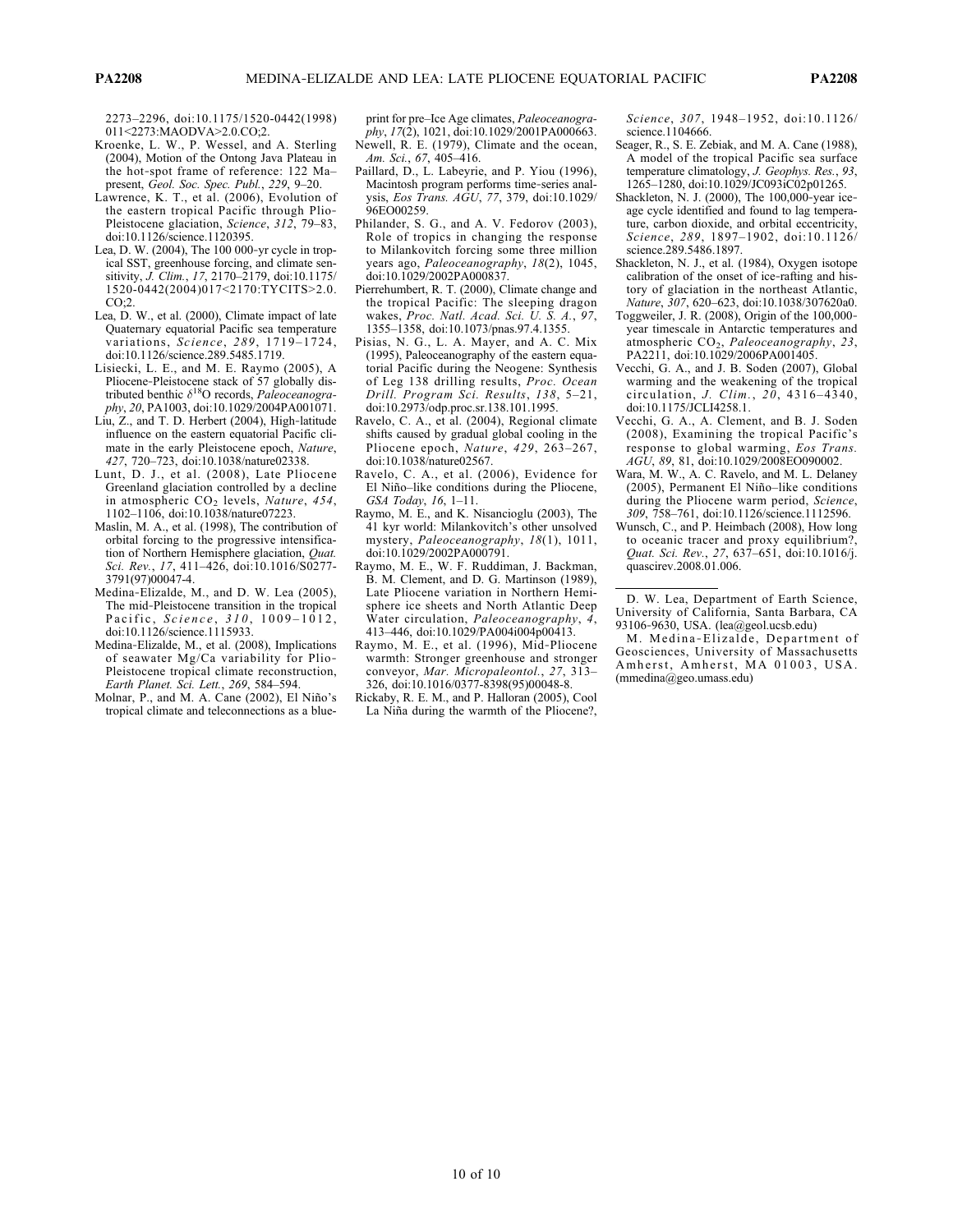2273–2296, doi:10.1175/1520-0442(1998)011<2273:MAODVA>2.0.CO;2.

Kroenke, L. W., P. Wessel, and A. Sterling (2004), Motion of the Ontong Java Plateau in the hot-spot frame of reference: 122 Ma–present, *Geol. Soc. Spec. Publ.*, *229*, 9–20.

Lawrence, K. T., et al. (2006), Evolution of the eastern tropical Pacific through Plio-Pleistocene glaciation, *Science*, *312*, 79–83, doi:10.1126/science.1120395.

Lea, D. W. (2004), The 100 000-yr cycle in tropical SST, greenhouse forcing, and climate sensitivity, *J. Clim.*, *17*, 2170–2179, doi:10.1175/1520-0442(2004)017<2170:TYCITS>2.0.CO;2.

Lea, D. W., et al. (2000), Climate impact of late Quaternary equatorial Pacific sea temperature variations, *Science*, *289*, 1719–1724, doi:10.1126/science.289.5485.1719.

Lisiecki, L. E., and M. E. Raymo (2005), A Pliocene-Pleistocene stack of 57 globally distributed benthic $\delta^{18}O$ records, *Paleoceanography*, *20*, PA1003, doi:10.1029/2004PA001071.

Liu, Z., and T. D. Herbert (2004), High-latitude influence on the eastern equatorial Pacific climate in the early Pleistocene epoch, *Nature*, *427*, 720–723, doi:10.1038/nature02338.

Lunt, D. J., et al. (2008), Late Pliocene Greenland glaciation controlled by a decline in atmospheric $CO_2$ levels, *Nature*, *454*, 1102–1106, doi:10.1038/nature07223.

Maslin, M. A., et al. (1998), The contribution of orbital forcing to the progressive intensification of Northern Hemisphere glaciation, *Quat. Sci. Rev.*, *17*, 411–426, doi:10.1016/S0277-3791(97)00047-4.

Medina-Elizalde, M., and D. W. Lea (2005), The mid-Pleistocene transition in the tropical Pacific, *Science*, *310*, 1009–1012, doi:10.1126/science.1115933.

Medina-Elizalde, M., et al. (2008), Implications of seawater Mg/Ca variability for Plio-Pleistocene tropical climate reconstruction, *Earth Planet. Sci. Lett.*, *269*, 584–594.

Molnar, P., and M. A. Cane (2002), El Niño's tropical climate and teleconnections as a blueprint for pre–Ice Age climates, *Paleoceanography*, *17*(2), 1021, doi:10.1029/2001PA000663.

Newell, R. E. (1979), Climate and the ocean, *Am. Sci.*, *67*, 405–416.

Paillard, D., L. Labeyrie, and P. Yiou (1996), Macintosh program performs time-series analysis, *Eos Trans. AGU*, *77*, 379, doi:10.1029/96EO00259.

Philander, S. G., and A. V. Fedorov (2003), Role of tropics in changing the response to Milankovitch forcing some three million years ago, *Paleoceanography*, *18*(2), 1045, doi:10.1029/2002PA000837.

Pierrehumbert, R. T. (2000), Climate change and the tropical Pacific: The sleeping dragon wakes, *Proc. Natl. Acad. Sci. U. S. A.*, *97*, 1355–1358, doi:10.1073/pnas.97.4.1355.

Pisias, N. G., L. A. Mayer, and A. C. Mix (1995), Paleoceanography of the eastern equatorial Pacific during the Neogene: Synthesis of Leg 138 drilling results, *Proc. Ocean Drill. Program Sci. Results*, *138*, 5–21, doi:10.2973/odp.proc.sr.138.101.1995.

Ravelo, C. A., et al. (2004), Regional climate shifts caused by gradual global cooling in the Pliocene epoch, *Nature*, *429*, 263–267, doi:10.1038/nature02567.

Ravelo, C. A., et al. (2006), Evidence for El Niño–like conditions during the Pliocene, *GSA Today*, *16*, 1–11.

Raymo, M. E., and K. Nisancioglu (2003), The 41 kyr world: Milankovitch's other unsolved mystery, *Paleoceanography*, *18*(1), 1011, doi:10.1029/2002PA000791.

Raymo, M. E., W. F. Ruddiman, J. Backman, B. M. Clement, and D. G. Martinson (1989), Late Pliocene variation in Northern Hemisphere ice sheets and North Atlantic Deep Water circulation, *Paleoceanography*, *4*, 413–446, doi:10.1029/PA004i004p00413.

Raymo, M. E., et al. (1996), Mid-Pliocene warmth: Stronger greenhouse and stronger conveyor, *Mar. Micropaleontol.*, *27*, 313–326, doi:10.1016/0377-8398(95)00048-8.

Rickaby, R. E. M., and P. Halloran (2005), Cool La Niña during the warmth of the Pliocene?, *Science*, *307*, 1948–1952, doi:10.1126/science.1104666.

Seager, R., S. E. Zebiak, and M. A. Cane (1988), A model of the tropical Pacific sea surface temperature climatology, *J. Geophys. Res.*, *93*, 1265–1280, doi:10.1029/JC093iC02p01265.

Shackleton, N. J. (2000), The 100,000-year ice-age cycle identified and found to lag temperature, carbon dioxide, and orbital eccentricity, *Science*, *289*, 1897–1902, doi:10.1126/science.289.5486.1897.

Shackleton, N. J., et al. (1984), Oxygen isotope calibration of the onset of ice-rafting and history of glaciation in the northeast Atlantic, *Nature*, *307*, 620–623, doi:10.1038/307620a0.

Toggweiler, J. R. (2008), Origin of the 100,000-year timescale in Antarctic temperatures and atmospheric $CO_2$, *Paleoceanography*, *23*, PA2211, doi:10.1029/2006PA001405.

Vecchi, G. A., and J. B. Soden (2007), Global warming and the weakening of the tropical circulation, *J. Clim.*, *20*, 4316–4340, doi:10.1175/JCLI4258.1.

Vecchi, G. A., A. Clement, and B. J. Soden (2008), Examining the tropical Pacific's response to global warming, *Eos Trans. AGU*, *89*, 81, doi:10.1029/2008EO090002.

Wara, M. W., A. C. Ravelo, and M. L. Delaney (2005), Permanent El Niño–like conditions during the Pliocene warm period, *Science*, *309*, 758–761, doi:10.1126/science.1112596.

Wunsch, C., and P. Heimbach (2008), How long to oceanic tracer and proxy equilibrium?, *Quat. Sci. Rev.*, *27*, 637–651, doi:10.1016/j.quascirev.2008.01.006.

---

D. W. Lea, Department of Earth Science, University of California, Santa Barbara, CA 93106-9630, USA. (lea@geol.ucsb.edu)

M. Medina-Elizalde, Department of Geosciences, University of Massachusetts Amherst, Amherst, MA 01003, USA. (mmedina@geo.umass.edu)